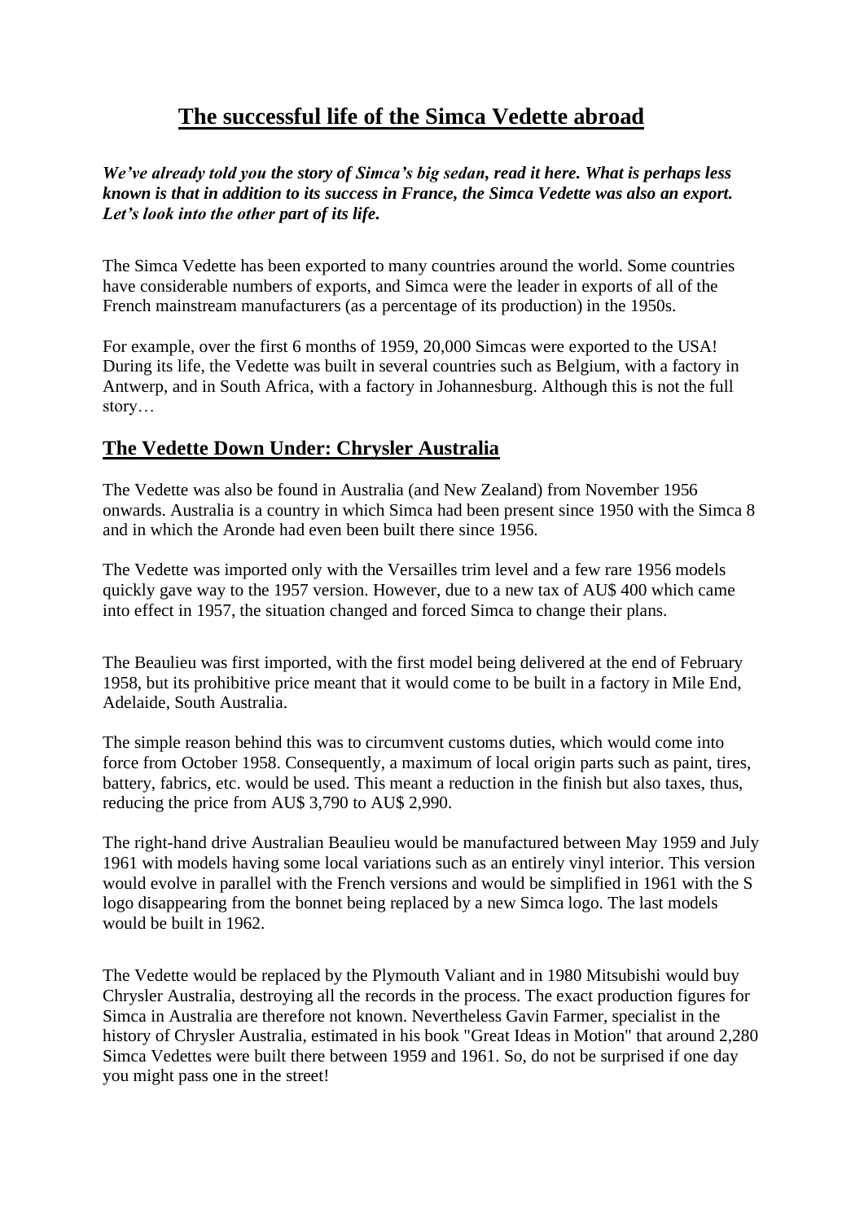# The successful life of the Simca Vedette abroad

***We've already told you the story of Simca's big sedan, read it here. What is perhaps less known is that in addition to its success in France, the Simca Vedette was also an export. Let's look into the other part of its life.***

The Simca Vedette has been exported to many countries around the world. Some countries have considerable numbers of exports, and Simca were the leader in exports of all of the French mainstream manufacturers (as a percentage of its production) in the 1950s.

For example, over the first 6 months of 1959, 20,000 Simcas were exported to the USA! During its life, the Vedette was built in several countries such as Belgium, with a factory in Antwerp, and in South Africa, with a factory in Johannesburg. Although this is not the full story…

## The Vedette Down Under: Chrysler Australia

The Vedette was also be found in Australia (and New Zealand) from November 1956 onwards. Australia is a country in which Simca had been present since 1950 with the Simca 8 and in which the Aronde had even been built there since 1956.

The Vedette was imported only with the Versailles trim level and a few rare 1956 models quickly gave way to the 1957 version. However, due to a new tax of AU$ 400 which came into effect in 1957, the situation changed and forced Simca to change their plans.

The Beaulieu was first imported, with the first model being delivered at the end of February 1958, but its prohibitive price meant that it would come to be built in a factory in Mile End, Adelaide, South Australia.

The simple reason behind this was to circumvent customs duties, which would come into force from October 1958. Consequently, a maximum of local origin parts such as paint, tires, battery, fabrics, etc. would be used. This meant a reduction in the finish but also taxes, thus, reducing the price from AU$ 3,790 to AU$ 2,990.

The right-hand drive Australian Beaulieu would be manufactured between May 1959 and July 1961 with models having some local variations such as an entirely vinyl interior. This version would evolve in parallel with the French versions and would be simplified in 1961 with the S logo disappearing from the bonnet being replaced by a new Simca logo. The last models would be built in 1962.

The Vedette would be replaced by the Plymouth Valiant and in 1980 Mitsubishi would buy Chrysler Australia, destroying all the records in the process. The exact production figures for Simca in Australia are therefore not known. Nevertheless Gavin Farmer, specialist in the history of Chrysler Australia, estimated in his book "Great Ideas in Motion" that around 2,280 Simca Vedettes were built there between 1959 and 1961. So, do not be surprised if one day you might pass one in the street!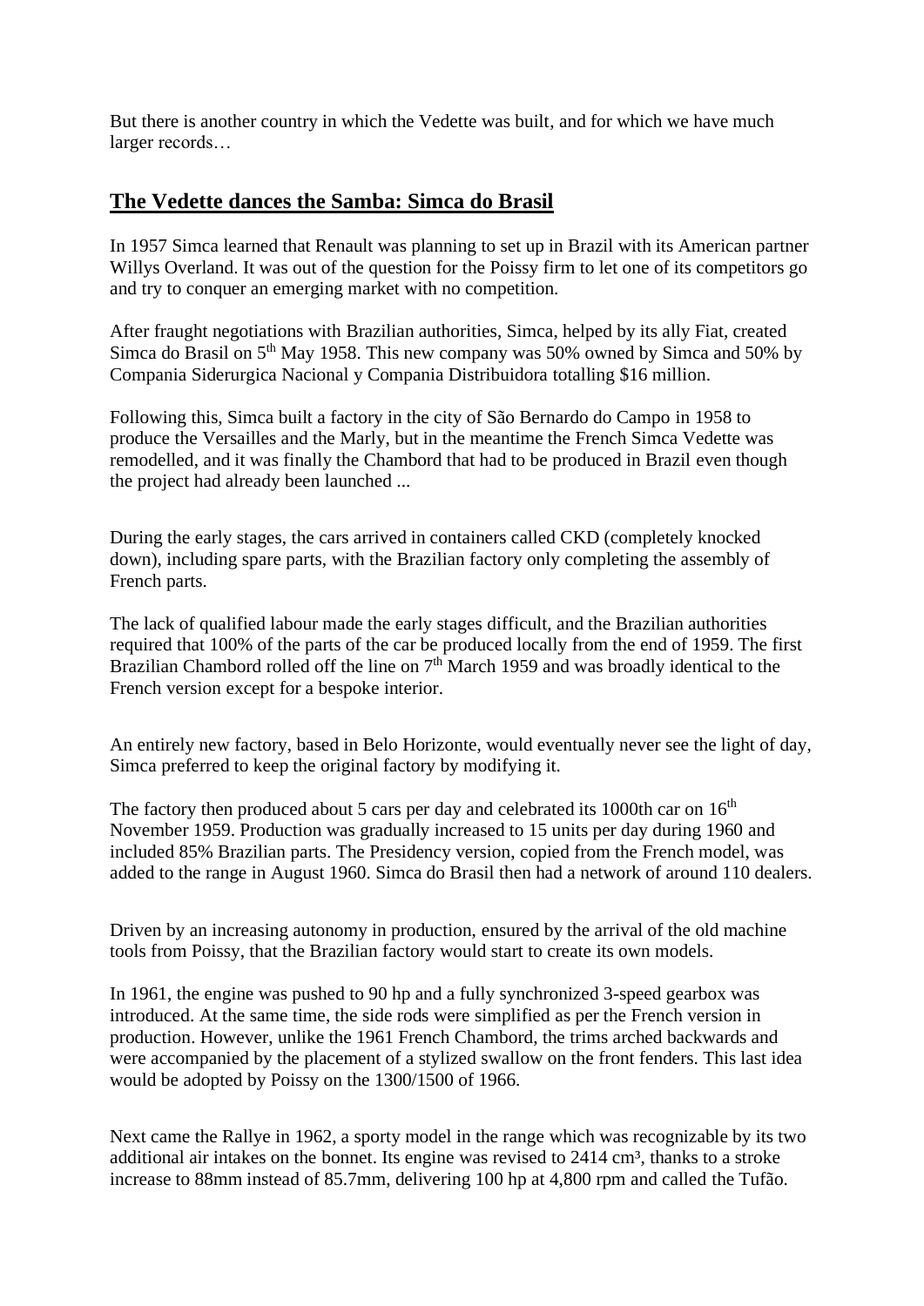But there is another country in which the Vedette was built, and for which we have much larger records…

## The Vedette dances the Samba: Simca do Brasil

In 1957 Simca learned that Renault was planning to set up in Brazil with its American partner Willys Overland. It was out of the question for the Poissy firm to let one of its competitors go and try to conquer an emerging market with no competition.

After fraught negotiations with Brazilian authorities, Simca, helped by its ally Fiat, created Simca do Brasil on 5th May 1958. This new company was 50% owned by Simca and 50% by Compania Siderurgica Nacional y Compania Distribuidora totalling $16 million.

Following this, Simca built a factory in the city of São Bernardo do Campo in 1958 to produce the Versailles and the Marly, but in the meantime the French Simca Vedette was remodelled, and it was finally the Chambord that had to be produced in Brazil even though the project had already been launched ...

During the early stages, the cars arrived in containers called CKD (completely knocked down), including spare parts, with the Brazilian factory only completing the assembly of French parts.

The lack of qualified labour made the early stages difficult, and the Brazilian authorities required that 100% of the parts of the car be produced locally from the end of 1959. The first Brazilian Chambord rolled off the line on 7th March 1959 and was broadly identical to the French version except for a bespoke interior.

An entirely new factory, based in Belo Horizonte, would eventually never see the light of day, Simca preferred to keep the original factory by modifying it.

The factory then produced about 5 cars per day and celebrated its 1000th car on 16th November 1959. Production was gradually increased to 15 units per day during 1960 and included 85% Brazilian parts. The Presidency version, copied from the French model, was added to the range in August 1960. Simca do Brasil then had a network of around 110 dealers.

Driven by an increasing autonomy in production, ensured by the arrival of the old machine tools from Poissy, that the Brazilian factory would start to create its own models.

In 1961, the engine was pushed to 90 hp and a fully synchronized 3-speed gearbox was introduced. At the same time, the side rods were simplified as per the French version in production. However, unlike the 1961 French Chambord, the trims arched backwards and were accompanied by the placement of a stylized swallow on the front fenders. This last idea would be adopted by Poissy on the 1300/1500 of 1966.

Next came the Rallye in 1962, a sporty model in the range which was recognizable by its two additional air intakes on the bonnet. Its engine was revised to 2414 $cm^3$, thanks to a stroke increase to 88mm instead of 85.7mm, delivering 100 hp at 4,800 rpm and called the Tufão.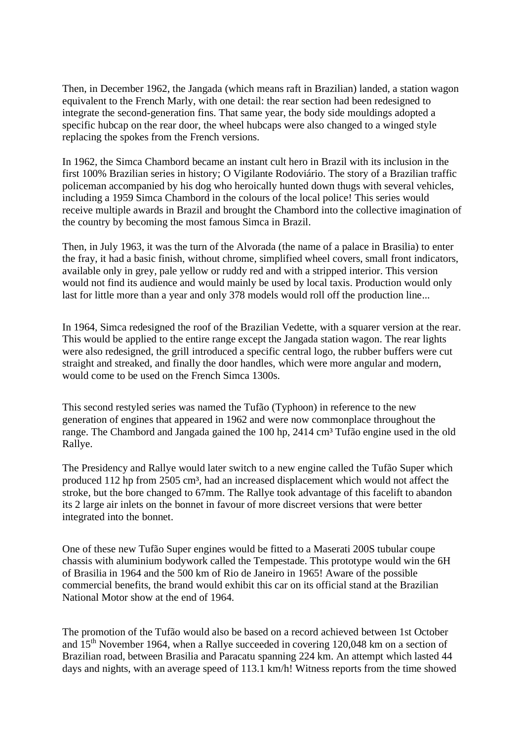Then, in December 1962, the Jangada (which means raft in Brazilian) landed, a station wagon equivalent to the French Marly, with one detail: the rear section had been redesigned to integrate the second-generation fins. That same year, the body side mouldings adopted a specific hubcap on the rear door, the wheel hubcaps were also changed to a winged style replacing the spokes from the French versions.

In 1962, the Simca Chambord became an instant cult hero in Brazil with its inclusion in the first 100% Brazilian series in history; O Vigilante Rodoviário. The story of a Brazilian traffic policeman accompanied by his dog who heroically hunted down thugs with several vehicles, including a 1959 Simca Chambord in the colours of the local police! This series would receive multiple awards in Brazil and brought the Chambord into the collective imagination of the country by becoming the most famous Simca in Brazil.

Then, in July 1963, it was the turn of the Alvorada (the name of a palace in Brasilia) to enter the fray, it had a basic finish, without chrome, simplified wheel covers, small front indicators, available only in grey, pale yellow or ruddy red and with a stripped interior. This version would not find its audience and would mainly be used by local taxis. Production would only last for little more than a year and only 378 models would roll off the production line...

In 1964, Simca redesigned the roof of the Brazilian Vedette, with a squarer version at the rear. This would be applied to the entire range except the Jangada station wagon. The rear lights were also redesigned, the grill introduced a specific central logo, the rubber buffers were cut straight and streaked, and finally the door handles, which were more angular and modern, would come to be used on the French Simca 1300s.

This second restyled series was named the Tufão (Typhoon) in reference to the new generation of engines that appeared in 1962 and were now commonplace throughout the range. The Chambord and Jangada gained the 100 hp, 2414 cm³ Tufão engine used in the old Rallye.

The Presidency and Rallye would later switch to a new engine called the Tufão Super which produced 112 hp from 2505 cm³, had an increased displacement which would not affect the stroke, but the bore changed to 67mm. The Rallye took advantage of this facelift to abandon its 2 large air inlets on the bonnet in favour of more discreet versions that were better integrated into the bonnet.

One of these new Tufão Super engines would be fitted to a Maserati 200S tubular coupe chassis with aluminium bodywork called the Tempestade. This prototype would win the 6H of Brasilia in 1964 and the 500 km of Rio de Janeiro in 1965! Aware of the possible commercial benefits, the brand would exhibit this car on its official stand at the Brazilian National Motor show at the end of 1964.

The promotion of the Tufão would also be based on a record achieved between 1st October and 15th November 1964, when a Rallye succeeded in covering 120,048 km on a section of Brazilian road, between Brasilia and Paracatu spanning 224 km. An attempt which lasted 44 days and nights, with an average speed of 113.1 km/h! Witness reports from the time showed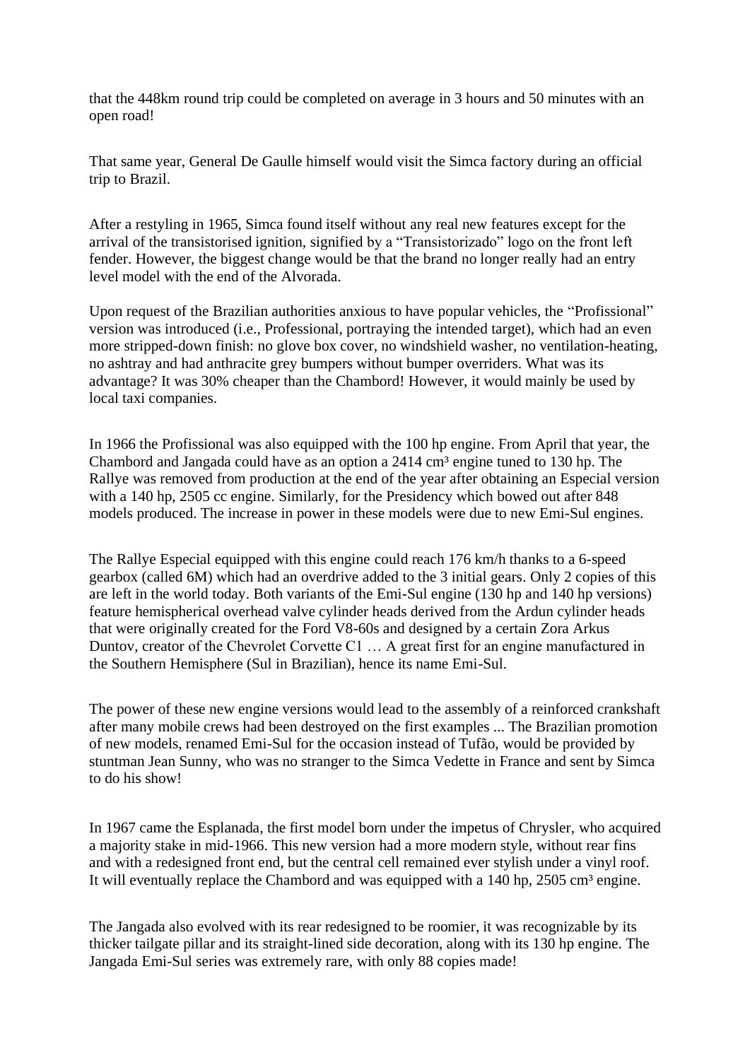that the 448km round trip could be completed on average in 3 hours and 50 minutes with an open road!

That same year, General De Gaulle himself would visit the Simca factory during an official trip to Brazil.

After a restyling in 1965, Simca found itself without any real new features except for the arrival of the transistorised ignition, signified by a "Transistorizado" logo on the front left fender. However, the biggest change would be that the brand no longer really had an entry level model with the end of the Alvorada.

Upon request of the Brazilian authorities anxious to have popular vehicles, the "Profissional" version was introduced (i.e., Professional, portraying the intended target), which had an even more stripped-down finish: no glove box cover, no windshield washer, no ventilation-heating, no ashtray and had anthracite grey bumpers without bumper overriders. What was its advantage? It was 30% cheaper than the Chambord! However, it would mainly be used by local taxi companies.

In 1966 the Profissional was also equipped with the 100 hp engine. From April that year, the Chambord and Jangada could have as an option a 2414 cm³ engine tuned to 130 hp. The Rallye was removed from production at the end of the year after obtaining an Especial version with a 140 hp, 2505 cc engine. Similarly, for the Presidency which bowed out after 848 models produced. The increase in power in these models were due to new Emi-Sul engines.

The Rallye Especial equipped with this engine could reach 176 km/h thanks to a 6-speed gearbox (called 6M) which had an overdrive added to the 3 initial gears. Only 2 copies of this are left in the world today. Both variants of the Emi-Sul engine (130 hp and 140 hp versions) feature hemispherical overhead valve cylinder heads derived from the Ardun cylinder heads that were originally created for the Ford V8-60s and designed by a certain Zora Arkus Duntov, creator of the Chevrolet Corvette C1 … A great first for an engine manufactured in the Southern Hemisphere (Sul in Brazilian), hence its name Emi-Sul.

The power of these new engine versions would lead to the assembly of a reinforced crankshaft after many mobile crews had been destroyed on the first examples ... The Brazilian promotion of new models, renamed Emi-Sul for the occasion instead of Tufão, would be provided by stuntman Jean Sunny, who was no stranger to the Simca Vedette in France and sent by Simca to do his show!

In 1967 came the Esplanada, the first model born under the impetus of Chrysler, who acquired a majority stake in mid-1966. This new version had a more modern style, without rear fins and with a redesigned front end, but the central cell remained ever stylish under a vinyl roof. It will eventually replace the Chambord and was equipped with a 140 hp, 2505 cm³ engine.

The Jangada also evolved with its rear redesigned to be roomier, it was recognizable by its thicker tailgate pillar and its straight-lined side decoration, along with its 130 hp engine. The Jangada Emi-Sul series was extremely rare, with only 88 copies made!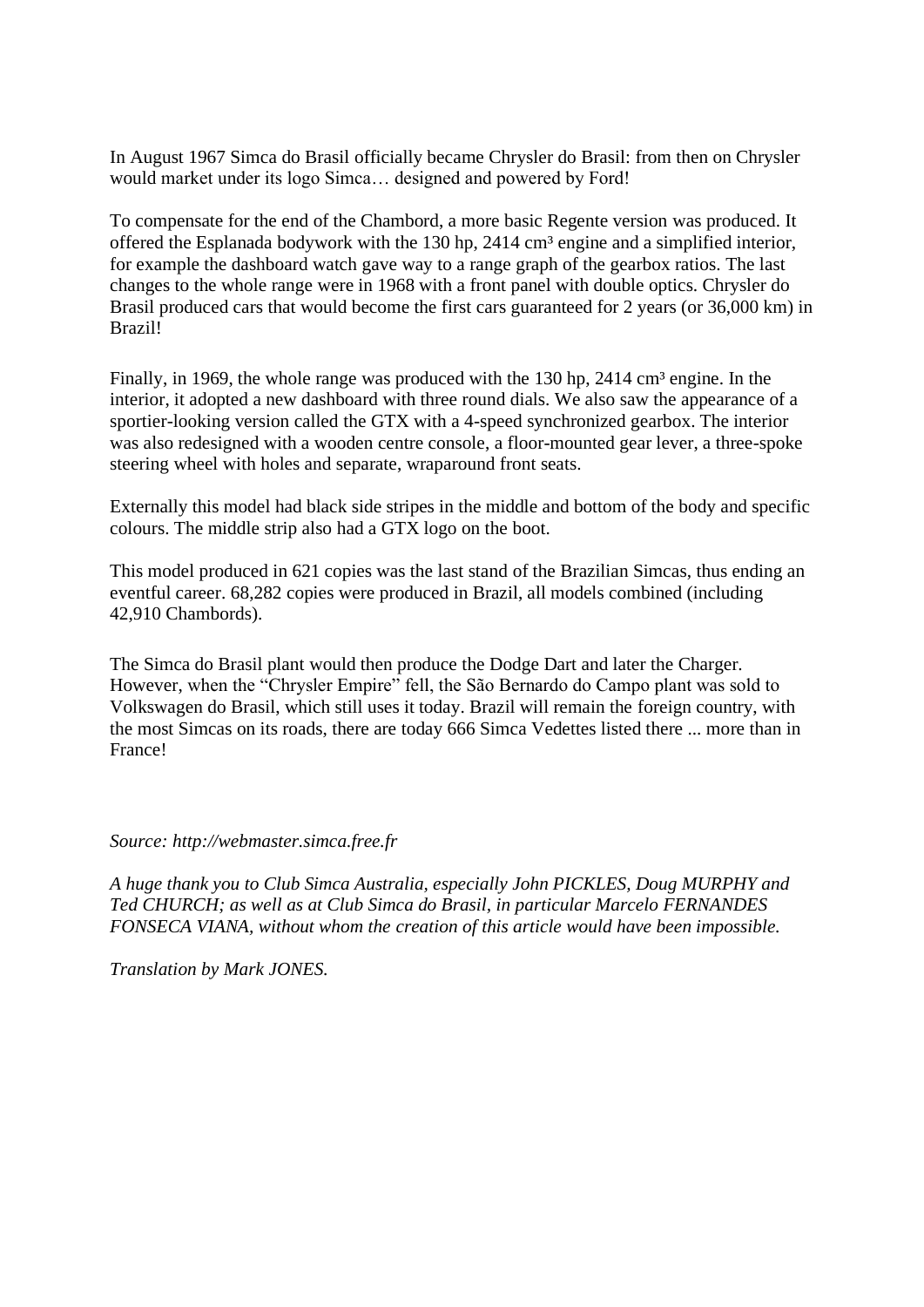In August 1967 Simca do Brasil officially became Chrysler do Brasil: from then on Chrysler would market under its logo Simca… designed and powered by Ford!

To compensate for the end of the Chambord, a more basic Regente version was produced. It offered the Esplanada bodywork with the 130 hp, 2414 cm³ engine and a simplified interior, for example the dashboard watch gave way to a range graph of the gearbox ratios. The last changes to the whole range were in 1968 with a front panel with double optics. Chrysler do Brasil produced cars that would become the first cars guaranteed for 2 years (or 36,000 km) in Brazil!

Finally, in 1969, the whole range was produced with the 130 hp, 2414 cm³ engine. In the interior, it adopted a new dashboard with three round dials. We also saw the appearance of a sportier-looking version called the GTX with a 4-speed synchronized gearbox. The interior was also redesigned with a wooden centre console, a floor-mounted gear lever, a three-spoke steering wheel with holes and separate, wraparound front seats.

Externally this model had black side stripes in the middle and bottom of the body and specific colours. The middle strip also had a GTX logo on the boot.

This model produced in 621 copies was the last stand of the Brazilian Simcas, thus ending an eventful career. 68,282 copies were produced in Brazil, all models combined (including 42,910 Chambords).

The Simca do Brasil plant would then produce the Dodge Dart and later the Charger. However, when the "Chrysler Empire" fell, the São Bernardo do Campo plant was sold to Volkswagen do Brasil, which still uses it today. Brazil will remain the foreign country, with the most Simcas on its roads, there are today 666 Simca Vedettes listed there ... more than in France!

*Source: http://webmaster.simca.free.fr*

*A huge thank you to Club Simca Australia, especially John PICKLES, Doug MURPHY and Ted CHURCH; as well as at Club Simca do Brasil, in particular Marcelo FERNANDES FONSECA VIANA, without whom the creation of this article would have been impossible.*

*Translation by Mark JONES.*